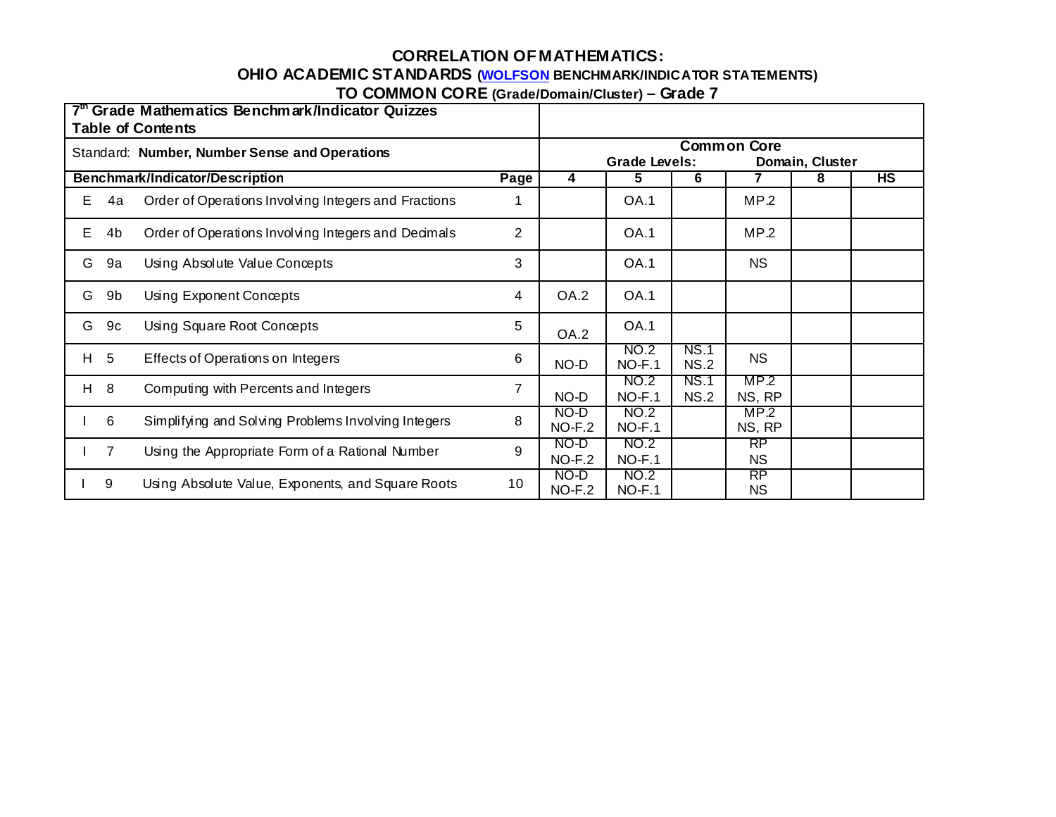**CORRELATION OF MATHEMATICS:**
**OHIO ACADEMIC STANDARDS (WOLFSON BENCHMARK/INDICATOR STATEMENTS)**
**TO COMMON CORE (Grade/Domain/Cluster) – Grade 7**

| 7th Grade Mathematics Benchmark/Indicator Quizzes Table of Contents | | | | | | | | |
|---|---|---|---|---|---|---|---|---|
| Standard: **Number, Number Sense and Operations** | | **Common Core** Grade Levels: Domain, Cluster | | | | | | |
| **Benchmark/Indicator/Description** | **Page** | **4** | **5** | **6** | **7** | **8** | **HS** |
| E 4a Order of Operations Involving Integers and Fractions | 1 | | OA.1 | | MP.2 | | |
| E 4b Order of Operations Involving Integers and Decimals | 2 | | OA.1 | | MP.2 | | |
| G 9a Using Absolute Value Concepts | 3 | | OA.1 | | NS | | |
| G 9b Using Exponent Concepts | 4 | OA.2 | OA.1 | | | | |
| G 9c Using Square Root Concepts | 5 | OA.2 | OA.1 | | | | |
| H 5 Effects of Operations on Integers | 6 | NO-D | NO.2 NO-F.1 | NS.1 NS.2 | NS | | |
| H 8 Computing with Percents and Integers | 7 | NO-D | NO.2 NO-F.1 | NS.1 NS.2 | MP.2 NS, RP | | |
| I 6 Simplifying and Solving Problems Involving Integers | 8 | NO-D NO-F.2 | NO.2 NO-F.1 | | MP.2 NS, RP | | |
| I 7 Using the Appropriate Form of a Rational Number | 9 | NO-D NO-F.2 | NO.2 NO-F.1 | | RP NS | | |
| I 9 Using Absolute Value, Exponents, and Square Roots | 10 | NO-D NO-F.2 | NO.2 NO-F.1 | | RP NS | | |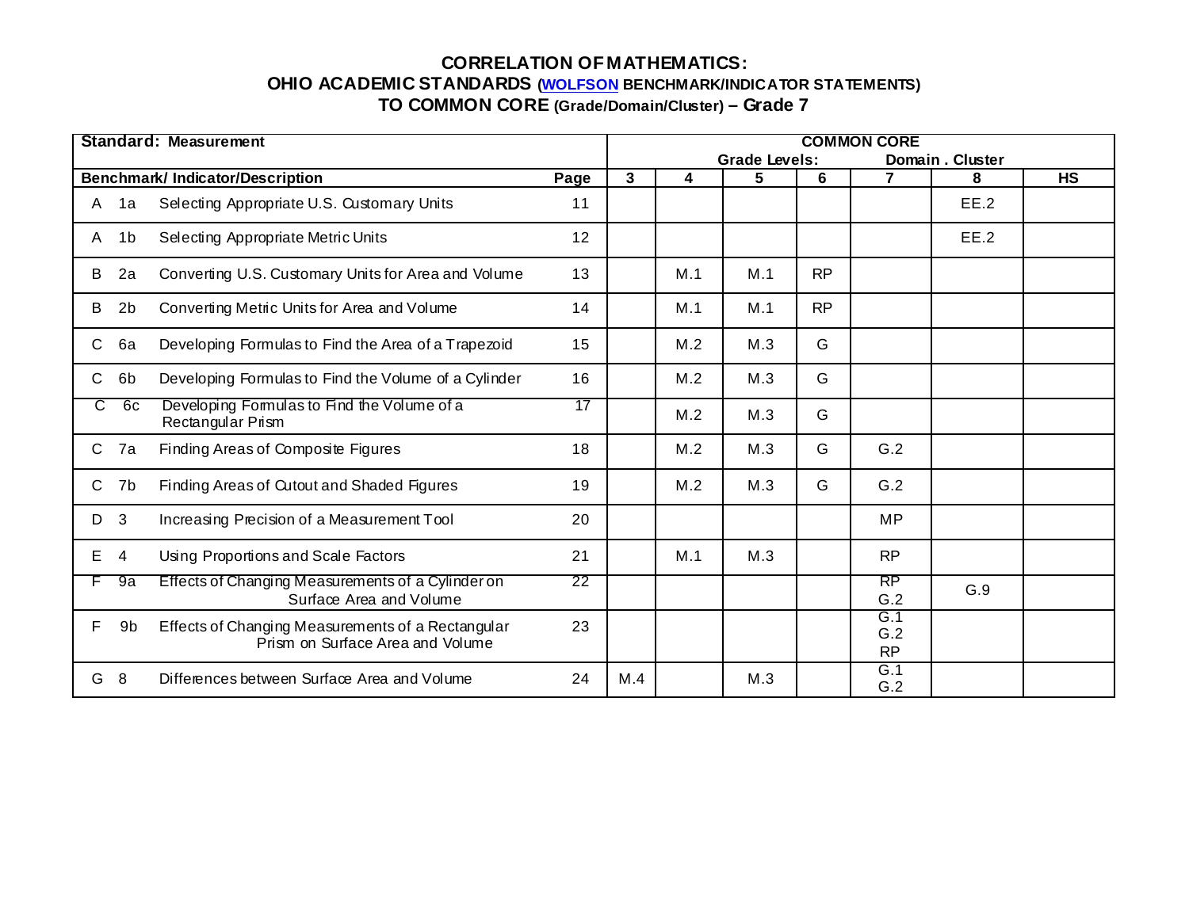**CORRELATION OF MATHEMATICS:**
**OHIO ACADEMIC STANDARDS (WOLFSON BENCHMARK/INDICATOR STATEMENTS)**
**TO COMMON CORE (Grade/Domain/Cluster) – Grade 7**

| Standard: Measurement | | | | COMMON CORE | | | | | | |
|---|---|---|---|---|---|---|---|---|---|---|
| | | | | | | Grade Levels: | | Domain . Cluster | | |
| **Benchmark/ Indicator/Description** | | | **Page** | **3** | **4** | **5** | **6** | **7** | **8** | **HS** |
| A | 1a | Selecting Appropriate U.S. Customary Units | 11 | | | | | | EE.2 | |
| A | 1b | Selecting Appropriate Metric Units | 12 | | | | | | EE.2 | |
| B | 2a | Converting U.S. Customary Units for Area and Volume | 13 | | M.1 | M.1 | RP | | | |
| B | 2b | Converting Metric Units for Area and Volume | 14 | | M.1 | M.1 | RP | | | |
| C | 6a | Developing Formulas to Find the Area of a Trapezoid | 15 | | M.2 | M.3 | G | | | |
| C | 6b | Developing Formulas to Find the Volume of a Cylinder | 16 | | M.2 | M.3 | G | | | |
| C | 6c | Developing Formulas to Find the Volume of a Rectangular Prism | 17 | | M.2 | M.3 | G | | | |
| C | 7a | Finding Areas of Composite Figures | 18 | | M.2 | M.3 | G | G.2 | | |
| C | 7b | Finding Areas of Cutout and Shaded Figures | 19 | | M.2 | M.3 | G | G.2 | | |
| D | 3 | Increasing Precision of a Measurement Tool | 20 | | | | | MP | | |
| E | 4 | Using Proportions and Scale Factors | 21 | | M.1 | M.3 | | RP | | |
| F | 9a | Effects of Changing Measurements of a Cylinder on Surface Area and Volume | 22 | | | | | RP<br>G.2 | G.9 | |
| F | 9b | Effects of Changing Measurements of a Rectangular Prism on Surface Area and Volume | 23 | | | | | G.1<br>G.2<br>RP | | |
| G | 8 | Differences between Surface Area and Volume | 24 | M.4 | | M.3 | | G.1<br>G.2 | | |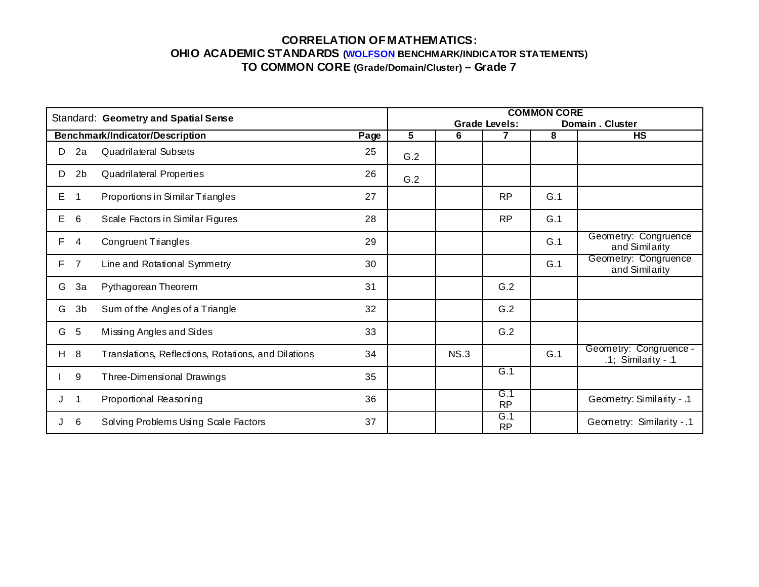**CORRELATION OF MATHEMATICS:**
**OHIO ACADEMIC STANDARDS (WOLFSON BENCHMARK/INDICATOR STATEMENTS)**
**TO COMMON CORE (Grade/Domain/Cluster) – Grade 7**

| Standard: **Geometry and Spatial Sense** | | | | **COMMON CORE** Grade Levels: Domain . Cluster | | | | |
|---|---|---|---|---|---|---|---|---|
| **Benchmark/Indicator/Description** | | | **Page** | **5** | **6** | **7** | **8** | **HS** |
| D | 2a | Quadrilateral Subsets | 25 | G.2 | | | | |
| D | 2b | Quadrilateral Properties | 26 | G.2 | | | | |
| E | 1 | Proportions in Similar Triangles | 27 | | | RP | G.1 | |
| E | 6 | Scale Factors in Similar Figures | 28 | | | RP | G.1 | |
| F | 4 | Congruent Triangles | 29 | | | | G.1 | Geometry: Congruence and Similarity |
| F | 7 | Line and Rotational Symmetry | 30 | | | | G.1 | Geometry: Congruence and Similarity |
| G | 3a | Pythagorean Theorem | 31 | | | G.2 | | |
| G | 3b | Sum of the Angles of a Triangle | 32 | | | G.2 | | |
| G | 5 | Missing Angles and Sides | 33 | | | G.2 | | |
| H | 8 | Translations, Reflections, Rotations, and Dilations | 34 | | NS.3 | | G.1 | Geometry: Congruence - .1; Similarity - .1 |
| I | 9 | Three-Dimensional Drawings | 35 | | | G.1 | | |
| J | 1 | Proportional Reasoning | 36 | | | G.1 RP | | Geometry: Similarity - .1 |
| J | 6 | Solving Problems Using Scale Factors | 37 | | | G.1 RP | | Geometry: Similarity - .1 |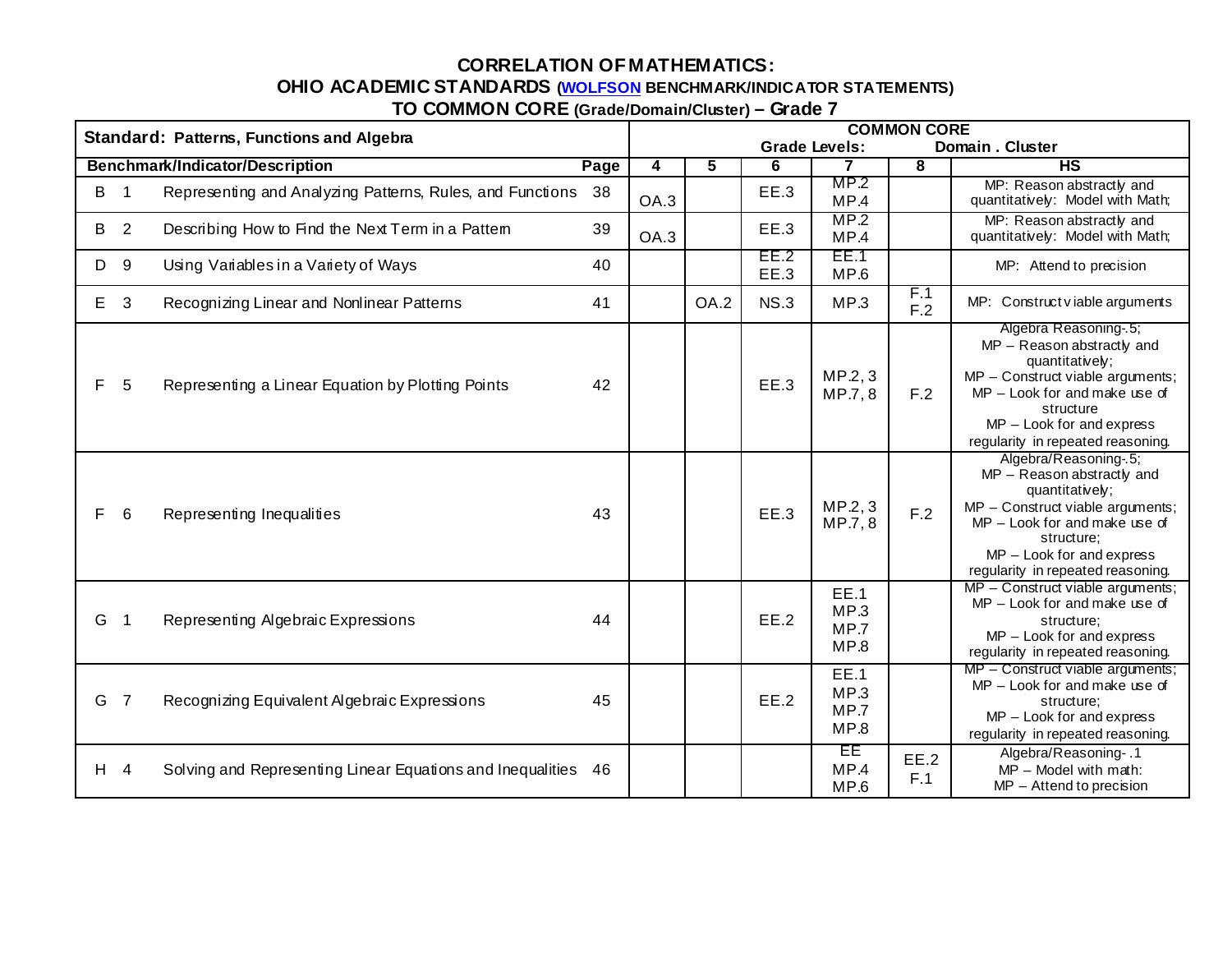## CORRELATION OF MATHEMATICS:

## OHIO ACADEMIC STANDARDS (WOLFSON BENCHMARK/INDICATOR STATEMENTS)

## TO COMMON CORE (Grade/Domain/Cluster) – Grade 7

| **Standard: Patterns, Functions and Algebra** | | | **COMMON CORE** | | | | | |
|---|---|---|---|---|---|---|---|---|
| | | | **Grade Levels:** | | | **Domain . Cluster** | | |
| **Benchmark/Indicator/Description** | | **Page** | **4** | **5** | **6** | **7** | **8** | **HS** |
| B 1 | Representing and Analyzing Patterns, Rules, and Functions | 38 | OA.3 | | EE.3 | MP.2 MP.4 | | MP: Reason abstractly and quantitatively: Model with Math; |
| B 2 | Describing How to Find the Next Term in a Pattern | 39 | OA.3 | | EE.3 | MP.2 MP.4 | | MP: Reason abstractly and quantitatively: Model with Math; |
| D 9 | Using Variables in a Variety of Ways | 40 | | | EE.2 EE.3 | EE.1 MP.6 | | MP: Attend to precision |
| E 3 | Recognizing Linear and Nonlinear Patterns | 41 | | OA.2 | NS.3 | MP.3 | F.1 F.2 | MP: Construct viable arguments |
| F 5 | Representing a Linear Equation by Plotting Points | 42 | | | EE.3 | MP.2, 3 MP.7, 8 | F.2 | Algebra Reasoning-.5; MP – Reason abstractly and quantitatively; MP – Construct viable arguments; MP – Look for and make use of structure MP – Look for and express regularity in repeated reasoning. |
| F 6 | Representing Inequalities | 43 | | | EE.3 | MP.2, 3 MP.7, 8 | F.2 | Algebra/Reasoning-.5; MP – Reason abstractly and quantitatively; MP – Construct viable arguments; MP – Look for and make use of structure; MP – Look for and express regularity in repeated reasoning. |
| G 1 | Representing Algebraic Expressions | 44 | | | EE.2 | EE.1 MP.3 MP.7 MP.8 | | MP – Construct viable arguments; MP – Look for and make use of structure; MP – Look for and express regularity in repeated reasoning. |
| G 7 | Recognizing Equivalent Algebraic Expressions | 45 | | | EE.2 | EE.1 MP.3 MP.7 MP.8 | | MP – Construct viable arguments; MP – Look for and make use of structure; MP – Look for and express regularity in repeated reasoning. |
| H 4 | Solving and Representing Linear Equations and Inequalities | 46 | | | | EE MP.4 MP.6 | EE.2 F.1 | Algebra/Reasoning- .1 MP – Model with math: MP – Attend to precision |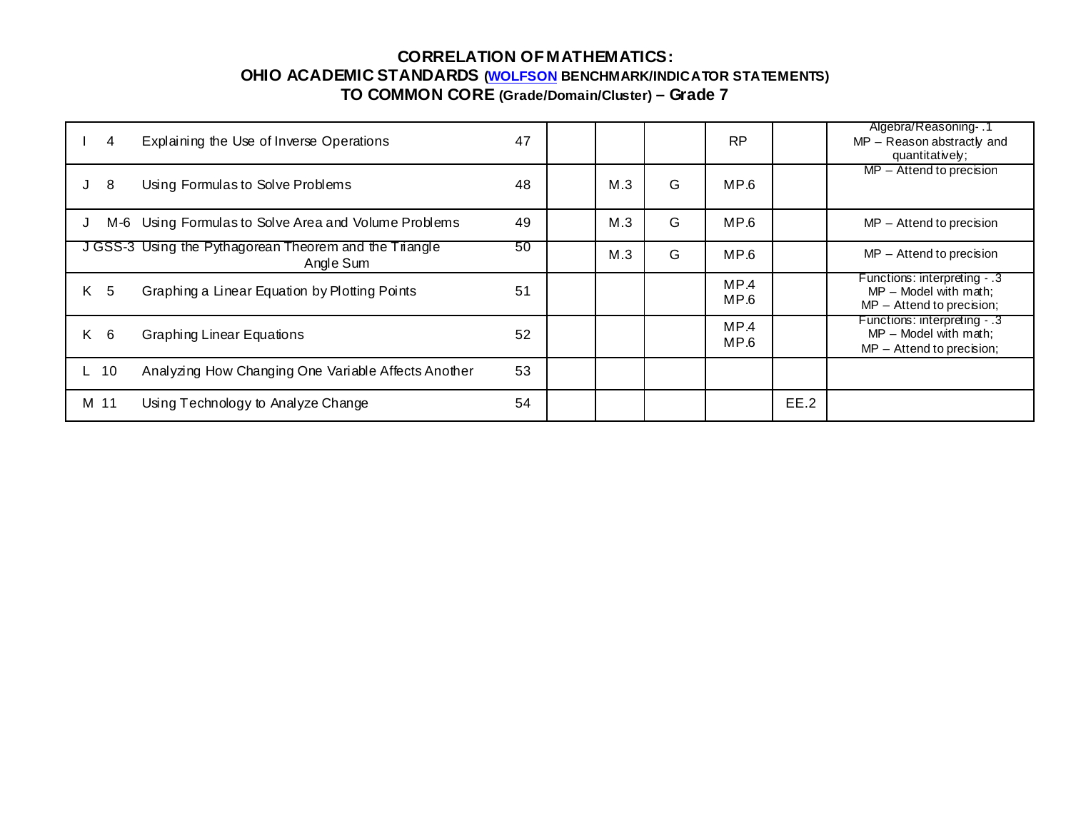**CORRELATION OF MATHEMATICS:**
**OHIO ACADEMIC STANDARDS (WOLFSON BENCHMARK/INDICATOR STATEMENTS)**
**TO COMMON CORE (Grade/Domain/Cluster) – Grade 7**

| | | | | | | | | |
|---|---|---|---|---|---|---|---|---|
| I 4 | Explaining the Use of Inverse Operations | 47 | | | | RP | | Algebra/Reasoning- .1 MP – Reason abstractly and quantitatively; |
| J 8 | Using Formulas to Solve Problems | 48 | | M.3 | G | MP.6 | | MP – Attend to precision |
| J M-6 | Using Formulas to Solve Area and Volume Problems | 49 | | M.3 | G | MP.6 | | MP – Attend to precision |
| J GSS-3 | Using the Pythagorean Theorem and the Triangle Angle Sum | 50 | | M.3 | G | MP.6 | | MP – Attend to precision |
| K 5 | Graphing a Linear Equation by Plotting Points | 51 | | | | MP.4 MP.6 | | Functions: interpreting - .3 MP – Model with math; MP – Attend to precision; |
| K 6 | Graphing Linear Equations | 52 | | | | MP.4 MP.6 | | Functions: interpreting - .3 MP – Model with math; MP – Attend to precision; |
| L 10 | Analyzing How Changing One Variable Affects Another | 53 | | | | | | |
| M 11 | Using Technology to Analyze Change | 54 | | | | | EE.2 | |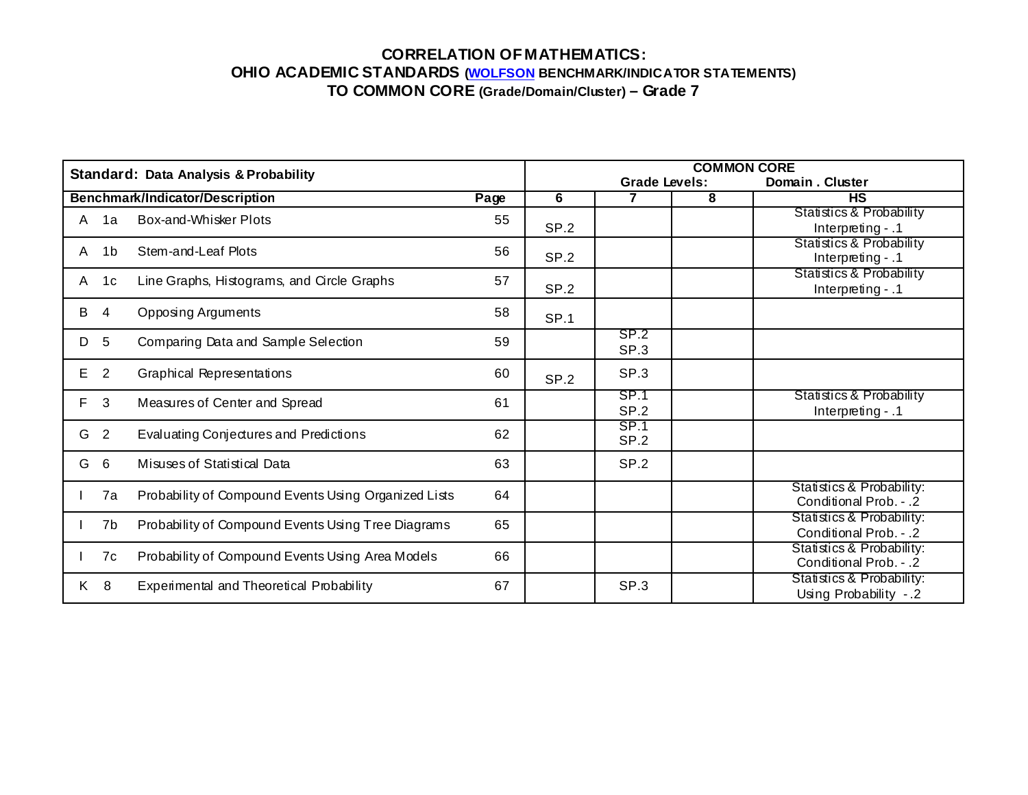**CORRELATION OF MATHEMATICS:**
**OHIO ACADEMIC STANDARDS (WOLFSON BENCHMARK/INDICATOR STATEMENTS)**
**TO COMMON CORE (Grade/Domain/Cluster) – Grade 7**

| **Standard: Data Analysis & Probability** | | | | **COMMON CORE Grade Levels:** | | | **Domain . Cluster** |
|---|---|---|---|---|---|---|---|
| **Benchmark/Indicator/Description** | | | **Page** | **6** | **7** | **8** | **HS** |
| A | 1a | Box-and-Whisker Plots | 55 | SP.2 | | | Statistics & Probability Interpreting - .1 |
| A | 1b | Stem-and-Leaf Plots | 56 | SP.2 | | | Statistics & Probability Interpreting - .1 |
| A | 1c | Line Graphs, Histograms, and Circle Graphs | 57 | SP.2 | | | Statistics & Probability Interpreting - .1 |
| B | 4 | Opposing Arguments | 58 | SP.1 | | | |
| D | 5 | Comparing Data and Sample Selection | 59 | | SP.2 SP.3 | | |
| E | 2 | Graphical Representations | 60 | SP.2 | SP.3 | | |
| F | 3 | Measures of Center and Spread | 61 | | SP.1 SP.2 | | Statistics & Probability Interpreting - .1 |
| G | 2 | Evaluating Conjectures and Predictions | 62 | | SP.1 SP.2 | | |
| G | 6 | Misuses of Statistical Data | 63 | | SP.2 | | |
| I | 7a | Probability of Compound Events Using Organized Lists | 64 | | | | Statistics & Probability: Conditional Prob. - .2 |
| I | 7b | Probability of Compound Events Using Tree Diagrams | 65 | | | | Statistics & Probability: Conditional Prob. - .2 |
| I | 7c | Probability of Compound Events Using Area Models | 66 | | | | Statistics & Probability: Conditional Prob. - .2 |
| K | 8 | Experimental and Theoretical Probability | 67 | | SP.3 | | Statistics & Probability: Using Probability - .2 |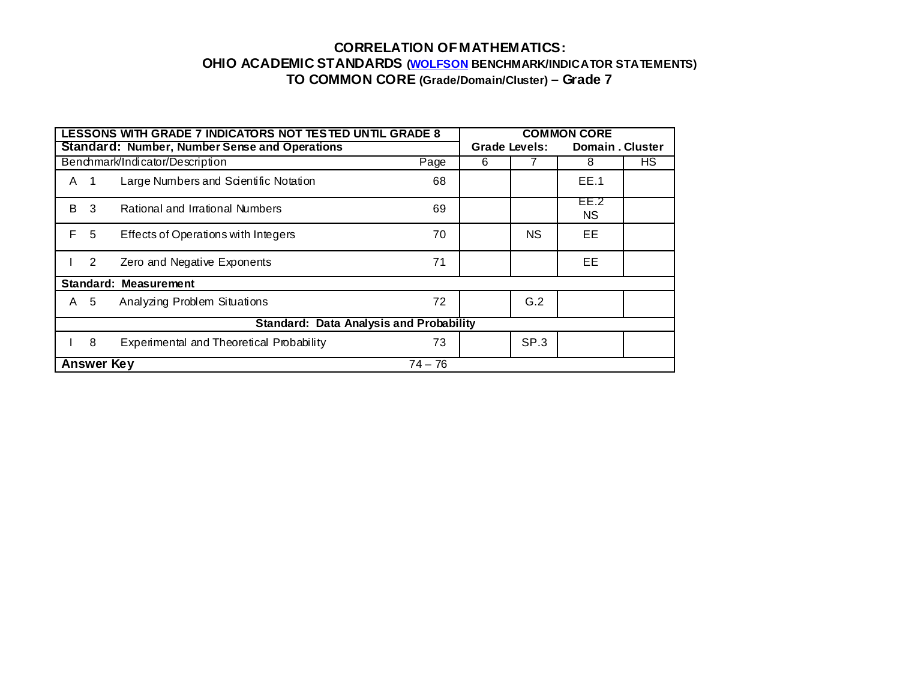## CORRELATION OF MATHEMATICS:
## OHIO ACADEMIC STANDARDS (WOLFSON BENCHMARK/INDICATOR STATEMENTS)
## TO COMMON CORE (Grade/Domain/Cluster) – Grade 7

| LESSONS WITH GRADE 7 INDICATORS NOT TESTED UNTIL GRADE 8 | | | | COMMON CORE | | | |
|---|---|---|---|---|---|---|---|
| **Standard: Number, Number Sense and Operations** | | | | Grade Levels: | | Domain . Cluster | |
| Benchmark/Indicator/Description | | | Page | 6 | 7 | 8 | HS |
| A | 1 | Large Numbers and Scientific Notation | 68 | | | EE.1 | |
| B | 3 | Rational and Irrational Numbers | 69 | | | EE.2 NS | |
| F | 5 | Effects of Operations with Integers | 70 | | NS | EE | |
| I | 2 | Zero and Negative Exponents | 71 | | | EE | |
| **Standard: Measurement** | | | | | | | |
| A | 5 | Analyzing Problem Situations | 72 | | G.2 | | |
| **Standard: Data Analysis and Probability** | | | | | | | |
| I | 8 | Experimental and Theoretical Probability | 73 | | SP.3 | | |
| **Answer Key** | | | 74 – 76 | | | | |